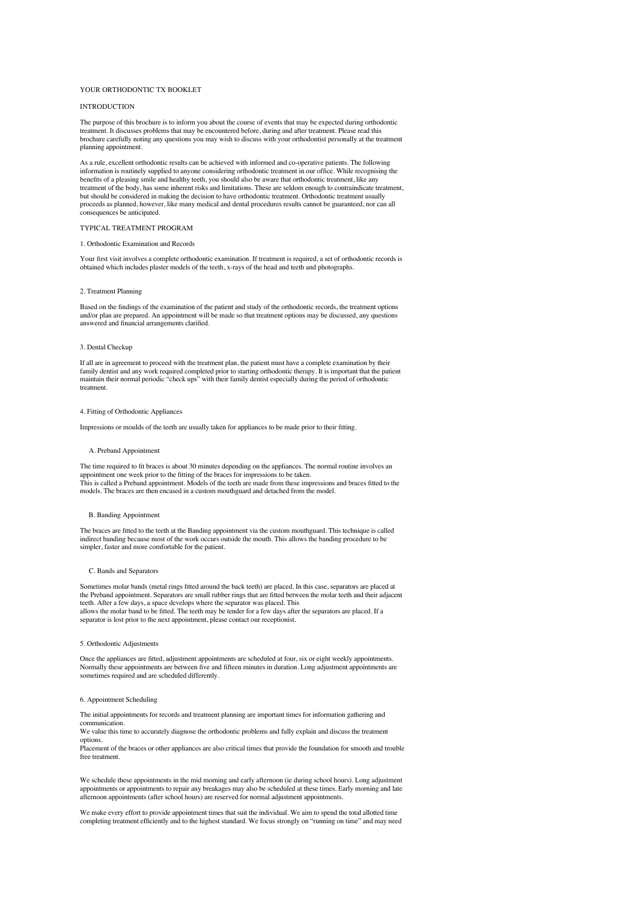# YOUR ORTHODONTIC TX BOOKLET

## INTRODUCTION

The purpose of this brochure is to inform you about the course of events that may be expected during orthodontic treatment. It discusses problems that may be encountered before, during and after treatment. Please read this brochure carefully noting any questions you may wish to discuss with your orthodontist personally at the treatment planning appointment.

As a rule, excellent orthodontic results can be achieved with informed and co-operative patients. The following information is routinely supplied to anyone considering orthodontic treatment in our office. While recognising the benefits of a pleasing smile and healthy teeth, you should also be aware that orthodontic treatment, like any treatment of the body, has some inherent risks and limitations. These are seldom enough to contraindicate treatment, but should be considered in making the decision to have orthodontic treatment. Orthodontic treatment usually proceeds as planned, however, like many medical and dental procedures results cannot be guaranteed, nor can all consequences be anticipated.

## TYPICAL TREATMENT PROGRAM

### 1. Orthodontic Examination and Records

Your first visit involves a complete orthodontic examination. If treatment is required, a set of orthodontic records is obtained which includes plaster models of the teeth, x-rays of the head and teeth and photographs.

### 2. Treatment Planning

Based on the findings of the examination of the patient and study of the orthodontic records, the treatment options and/or plan are prepared. An appointment will be made so that treatment options may be discussed, any questions answered and financial arrangements clarified.

### 3. Dental Checkup

If all are in agreement to proceed with the treatment plan, the patient must have a complete examination by their family dentist and any work required completed prior to starting orthodontic therapy. It is important that the patient maintain their normal periodic "check ups" with their family dentist especially during the period of orthodontic treatment.

### 4. Fitting of Orthodontic Appliances

Impressions or moulds of the teeth are usually taken for appliances to be made prior to their fitting.

#### A. Preband Appointment

The time required to fit braces is about 30 minutes depending on the appliances. The normal routine involves an appointment one week prior to the fitting of the braces for impressions to be taken.
This is called a Preband appointment. Models of the teeth are made from these impressions and braces fitted to the models. The braces are then encased in a custom mouthguard and detached from the model.

#### B. Banding Appointment

The braces are fitted to the teeth at the Banding appointment via the custom mouthguard. This technique is called indirect banding because most of the work occurs outside the mouth. This allows the banding procedure to be simpler, faster and more comfortable for the patient.

#### C. Bands and Separators

Sometimes molar bands (metal rings fitted around the back teeth) are placed. In this case, separators are placed at the Preband appointment. Separators are small rubber rings that are fitted between the molar teeth and their adjacent teeth. After a few days, a space develops where the separator was placed. This
allows the molar band to be fitted. The teeth may be tender for a few days after the separators are placed. If a separator is lost prior to the next appointment, please contact our receptionist.

### 5. Orthodontic Adjustments

Once the appliances are fitted, adjustment appointments are scheduled at four, six or eight weekly appointments. Normally these appointments are between five and fifteen minutes in duration. Long adjustment appointments are sometimes required and are scheduled differently.

### 6. Appointment Scheduling

The initial appointments for records and treatment planning are important times for information gathering and communication.
We value this time to accurately diagnose the orthodontic problems and fully explain and discuss the treatment options.
Placement of the braces or other appliances are also critical times that provide the foundation for smooth and trouble free treatment.

We schedule these appointments in the mid morning and early afternoon (ie during school hours). Long adjustment appointments or appointments to repair any breakages may also be scheduled at these times. Early morning and late afternoon appointments (after school hours) are reserved for normal adjustment appointments.

We make every effort to provide appointment times that suit the individual. We aim to spend the total allotted time completing treatment efficiently and to the highest standard. We focus strongly on "running on time" and may need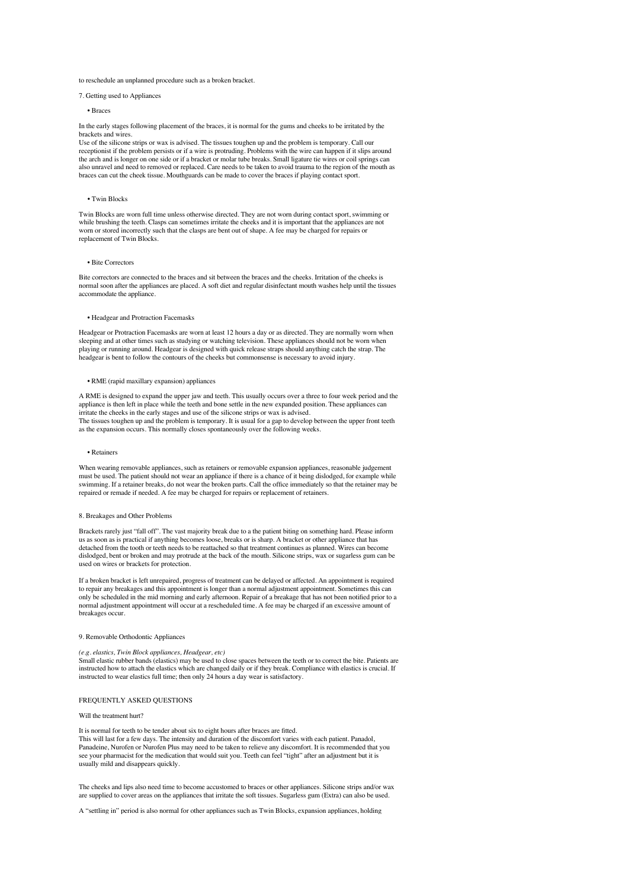to reschedule an unplanned procedure such as a broken bracket.

## 7. Getting used to Appliances

• Braces

In the early stages following placement of the braces, it is normal for the gums and cheeks to be irritated by the brackets and wires.
Use of the silicone strips or wax is advised. The tissues toughen up and the problem is temporary. Call our receptionist if the problem persists or if a wire is protruding. Problems with the wire can happen if it slips around the arch and is longer on one side or if a bracket or molar tube breaks. Small ligature tie wires or coil springs can also unravel and need to removed or replaced. Care needs to be taken to avoid trauma to the region of the mouth as braces can cut the cheek tissue. Mouthguards can be made to cover the braces if playing contact sport.

• Twin Blocks

Twin Blocks are worn full time unless otherwise directed. They are not worn during contact sport, swimming or while brushing the teeth. Clasps can sometimes irritate the cheeks and it is important that the appliances are not worn or stored incorrectly such that the clasps are bent out of shape. A fee may be charged for repairs or replacement of Twin Blocks.

• Bite Correctors

Bite correctors are connected to the braces and sit between the braces and the cheeks. Irritation of the cheeks is normal soon after the appliances are placed. A soft diet and regular disinfectant mouth washes help until the tissues accommodate the appliance.

• Headgear and Protraction Facemasks

Headgear or Protraction Facemasks are worn at least 12 hours a day or as directed. They are normally worn when sleeping and at other times such as studying or watching television. These appliances should not be worn when playing or running around. Headgear is designed with quick release straps should anything catch the strap. The headgear is bent to follow the contours of the cheeks but commonsense is necessary to avoid injury.

• RME (rapid maxillary expansion) appliances

A RME is designed to expand the upper jaw and teeth. This usually occurs over a three to four week period and the appliance is then left in place while the teeth and bone settle in the new expanded position. These appliances can irritate the cheeks in the early stages and use of the silicone strips or wax is advised.
The tissues toughen up and the problem is temporary. It is usual for a gap to develop between the upper front teeth as the expansion occurs. This normally closes spontaneously over the following weeks.

• Retainers

When wearing removable appliances, such as retainers or removable expansion appliances, reasonable judgement must be used. The patient should not wear an appliance if there is a chance of it being dislodged, for example while swimming. If a retainer breaks, do not wear the broken parts. Call the office immediately so that the retainer may be repaired or remade if needed. A fee may be charged for repairs or replacement of retainers.

## 8. Breakages and Other Problems

Brackets rarely just "fall off". The vast majority break due to a the patient biting on something hard. Please inform us as soon as is practical if anything becomes loose, breaks or is sharp. A bracket or other appliance that has detached from the tooth or teeth needs to be reattached so that treatment continues as planned. Wires can become dislodged, bent or broken and may protrude at the back of the mouth. Silicone strips, wax or sugarless gum can be used on wires or brackets for protection.

If a broken bracket is left unrepaired, progress of treatment can be delayed or affected. An appointment is required to repair any breakages and this appointment is longer than a normal adjustment appointment. Sometimes this can only be scheduled in the mid morning and early afternoon. Repair of a breakage that has not been notified prior to a normal adjustment appointment will occur at a rescheduled time. A fee may be charged if an excessive amount of breakages occur.

## 9. Removable Orthodontic Appliances

*(e.g. elastics, Twin Block appliances, Headgear, etc)*
Small elastic rubber bands (elastics) may be used to close spaces between the teeth or to correct the bite. Patients are instructed how to attach the elastics which are changed daily or if they break. Compliance with elastics is crucial. If instructed to wear elastics full time; then only 24 hours a day wear is satisfactory.

## FREQUENTLY ASKED QUESTIONS

### Will the treatment hurt?

It is normal for teeth to be tender about six to eight hours after braces are fitted.
This will last for a few days. The intensity and duration of the discomfort varies with each patient. Panadol, Panadeine, Nurofen or Nurofen Plus may need to be taken to relieve any discomfort. It is recommended that you see your pharmacist for the medication that would suit you. Teeth can feel "tight" after an adjustment but it is usually mild and disappears quickly.

The cheeks and lips also need time to become accustomed to braces or other appliances. Silicone strips and/or wax are supplied to cover areas on the appliances that irritate the soft tissues. Sugarless gum (Extra) can also be used.

A "settling in" period is also normal for other appliances such as Twin Blocks, expansion appliances, holding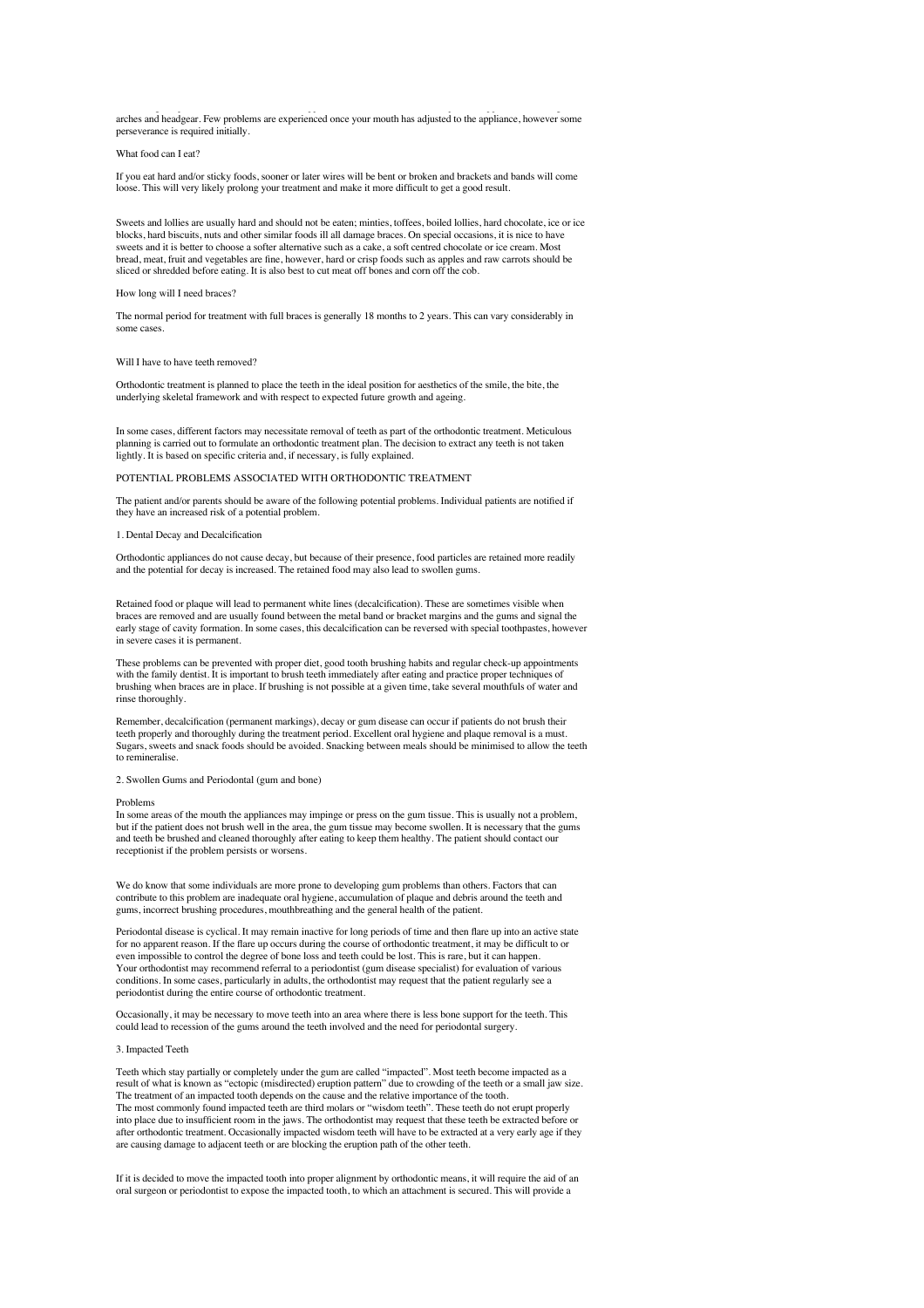arches and headgear. Few problems are experienced once your mouth has adjusted to the appliance, however some perseverance is required initially.

### What food can I eat?

If you eat hard and/or sticky foods, sooner or later wires will be bent or broken and brackets and bands will come loose. This will very likely prolong your treatment and make it more difficult to get a good result.

Sweets and lollies are usually hard and should not be eaten; minties, toffees, boiled lollies, hard chocolate, ice or ice blocks, hard biscuits, nuts and other similar foods ill all damage braces. On special occasions, it is nice to have sweets and it is better to choose a softer alternative such as a cake, a soft centred chocolate or ice cream. Most bread, meat, fruit and vegetables are fine, however, hard or crisp foods such as apples and raw carrots should be sliced or shredded before eating. It is also best to cut meat off bones and corn off the cob.

### How long will I need braces?

The normal period for treatment with full braces is generally 18 months to 2 years. This can vary considerably in some cases.

### Will I have to have teeth removed?

Orthodontic treatment is planned to place the teeth in the ideal position for aesthetics of the smile, the bite, the underlying skeletal framework and with respect to expected future growth and ageing.

In some cases, different factors may necessitate removal of teeth as part of the orthodontic treatment. Meticulous planning is carried out to formulate an orthodontic treatment plan. The decision to extract any teeth is not taken lightly. It is based on specific criteria and, if necessary, is fully explained.

## POTENTIAL PROBLEMS ASSOCIATED WITH ORTHODONTIC TREATMENT

The patient and/or parents should be aware of the following potential problems. Individual patients are notified if they have an increased risk of a potential problem.

### 1. Dental Decay and Decalcification

Orthodontic appliances do not cause decay, but because of their presence, food particles are retained more readily and the potential for decay is increased. The retained food may also lead to swollen gums.

Retained food or plaque will lead to permanent white lines (decalcification). These are sometimes visible when braces are removed and are usually found between the metal band or bracket margins and the gums and signal the early stage of cavity formation. In some cases, this decalcification can be reversed with special toothpastes, however in severe cases it is permanent.

These problems can be prevented with proper diet, good tooth brushing habits and regular check-up appointments with the family dentist. It is important to brush teeth immediately after eating and practice proper techniques of brushing when braces are in place. If brushing is not possible at a given time, take several mouthfuls of water and rinse thoroughly.

Remember, decalcification (permanent markings), decay or gum disease can occur if patients do not brush their teeth properly and thoroughly during the treatment period. Excellent oral hygiene and plaque removal is a must. Sugars, sweets and snack foods should be avoided. Snacking between meals should be minimised to allow the teeth to remineralise.

### 2. Swollen Gums and Periodontal (gum and bone) Problems

In some areas of the mouth the appliances may impinge or press on the gum tissue. This is usually not a problem, but if the patient does not brush well in the area, the gum tissue may become swollen. It is necessary that the gums and teeth be brushed and cleaned thoroughly after eating to keep them healthy. The patient should contact our receptionist if the problem persists or worsens.

We do know that some individuals are more prone to developing gum problems than others. Factors that can contribute to this problem are inadequate oral hygiene, accumulation of plaque and debris around the teeth and gums, incorrect brushing procedures, mouthbreathing and the general health of the patient.

Periodontal disease is cyclical. It may remain inactive for long periods of time and then flare up into an active state for no apparent reason. If the flare up occurs during the course of orthodontic treatment, it may be difficult to or even impossible to control the degree of bone loss and teeth could be lost. This is rare, but it can happen. Your orthodontist may recommend referral to a periodontist (gum disease specialist) for evaluation of various conditions. In some cases, particularly in adults, the orthodontist may request that the patient regularly see a periodontist during the entire course of orthodontic treatment.

Occasionally, it may be necessary to move teeth into an area where there is less bone support for the teeth. This could lead to recession of the gums around the teeth involved and the need for periodontal surgery.

### 3. Impacted Teeth

Teeth which stay partially or completely under the gum are called "impacted". Most teeth become impacted as a result of what is known as "ectopic (misdirected) eruption pattern" due to crowding of the teeth or a small jaw size. The treatment of an impacted tooth depends on the cause and the relative importance of the tooth.
The most commonly found impacted teeth are third molars or "wisdom teeth". These teeth do not erupt properly into place due to insufficient room in the jaws. The orthodontist may request that these teeth be extracted before or after orthodontic treatment. Occasionally impacted wisdom teeth will have to be extracted at a very early age if they are causing damage to adjacent teeth or are blocking the eruption path of the other teeth.

If it is decided to move the impacted tooth into proper alignment by orthodontic means, it will require the aid of an oral surgeon or periodontist to expose the impacted tooth, to which an attachment is secured. This will provide a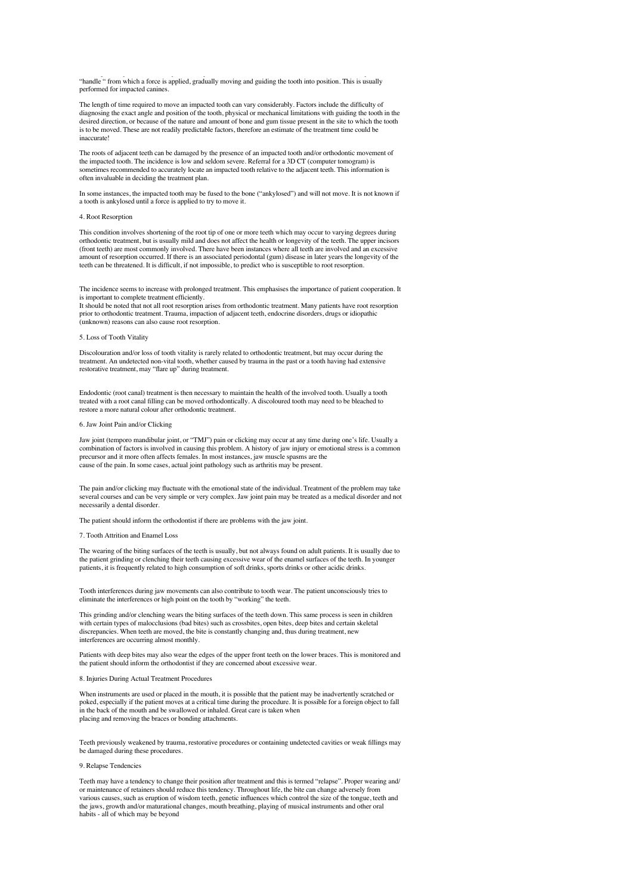"handle " from which a force is applied, gradually moving and guiding the tooth into position. This is usually performed for impacted canines.

The length of time required to move an impacted tooth can vary considerably. Factors include the difficulty of diagnosing the exact angle and position of the tooth, physical or mechanical limitations with guiding the tooth in the desired direction, or because of the nature and amount of bone and gum tissue present in the site to which the tooth is to be moved. These are not readily predictable factors, therefore an estimate of the treatment time could be inaccurate!

The roots of adjacent teeth can be damaged by the presence of an impacted tooth and/or orthodontic movement of the impacted tooth. The incidence is low and seldom severe. Referral for a 3D CT (computer tomogram) is sometimes recommended to accurately locate an impacted tooth relative to the adjacent teeth. This information is often invaluable in deciding the treatment plan.

In some instances, the impacted tooth may be fused to the bone ("ankylosed") and will not move. It is not known if a tooth is ankylosed until a force is applied to try to move it.

4. Root Resorption

This condition involves shortening of the root tip of one or more teeth which may occur to varying degrees during orthodontic treatment, but is usually mild and does not affect the health or longevity of the teeth. The upper incisors (front teeth) are most commonly involved. There have been instances where all teeth are involved and an excessive amount of resorption occurred. If there is an associated periodontal (gum) disease in later years the longevity of the teeth can be threatened. It is difficult, if not impossible, to predict who is susceptible to root resorption.

The incidence seems to increase with prolonged treatment. This emphasises the importance of patient cooperation. It is important to complete treatment efficiently.
It should be noted that not all root resorption arises from orthodontic treatment. Many patients have root resorption prior to orthodontic treatment. Trauma, impaction of adjacent teeth, endocrine disorders, drugs or idiopathic (unknown) reasons can also cause root resorption.

5. Loss of Tooth Vitality

Discolouration and/or loss of tooth vitality is rarely related to orthodontic treatment, but may occur during the treatment. An undetected non-vital tooth, whether caused by trauma in the past or a tooth having had extensive restorative treatment, may "flare up" during treatment.

Endodontic (root canal) treatment is then necessary to maintain the health of the involved tooth. Usually a tooth treated with a root canal filling can be moved orthodontically. A discoloured tooth may need to be bleached to restore a more natural colour after orthodontic treatment.

6. Jaw Joint Pain and/or Clicking

Jaw joint (temporo mandibular joint, or "TMJ") pain or clicking may occur at any time during one's life. Usually a combination of factors is involved in causing this problem. A history of jaw injury or emotional stress is a common precursor and it more often affects females. In most instances, jaw muscle spasms are the cause of the pain. In some cases, actual joint pathology such as arthritis may be present.

The pain and/or clicking may fluctuate with the emotional state of the individual. Treatment of the problem may take several courses and can be very simple or very complex. Jaw joint pain may be treated as a medical disorder and not necessarily a dental disorder.

The patient should inform the orthodontist if there are problems with the jaw joint.

7. Tooth Attrition and Enamel Loss

The wearing of the biting surfaces of the teeth is usually, but not always found on adult patients. It is usually due to the patient grinding or clenching their teeth causing excessive wear of the enamel surfaces of the teeth. In younger patients, it is frequently related to high consumption of soft drinks, sports drinks or other acidic drinks.

Tooth interferences during jaw movements can also contribute to tooth wear. The patient unconsciously tries to eliminate the interferences or high point on the tooth by "working" the teeth.

This grinding and/or clenching wears the biting surfaces of the teeth down. This same process is seen in children with certain types of malocclusions (bad bites) such as crossbites, open bites, deep bites and certain skeletal discrepancies. When teeth are moved, the bite is constantly changing and, thus during treatment, new interferences are occurring almost monthly.

Patients with deep bites may also wear the edges of the upper front teeth on the lower braces. This is monitored and the patient should inform the orthodontist if they are concerned about excessive wear.

8. Injuries During Actual Treatment Procedures

When instruments are used or placed in the mouth, it is possible that the patient may be inadvertently scratched or poked, especially if the patient moves at a critical time during the procedure. It is possible for a foreign object to fall in the back of the mouth and be swallowed or inhaled. Great care is taken when placing and removing the braces or bonding attachments.

Teeth previously weakened by trauma, restorative procedures or containing undetected cavities or weak fillings may be damaged during these procedures.

9. Relapse Tendencies

Teeth may have a tendency to change their position after treatment and this is termed "relapse". Proper wearing and/or maintenance of retainers should reduce this tendency. Throughout life, the bite can change adversely from various causes, such as eruption of wisdom teeth, genetic influences which control the size of the tongue, teeth and the jaws, growth and/or maturational changes, mouth breathing, playing of musical instruments and other oral habits - all of which may be beyond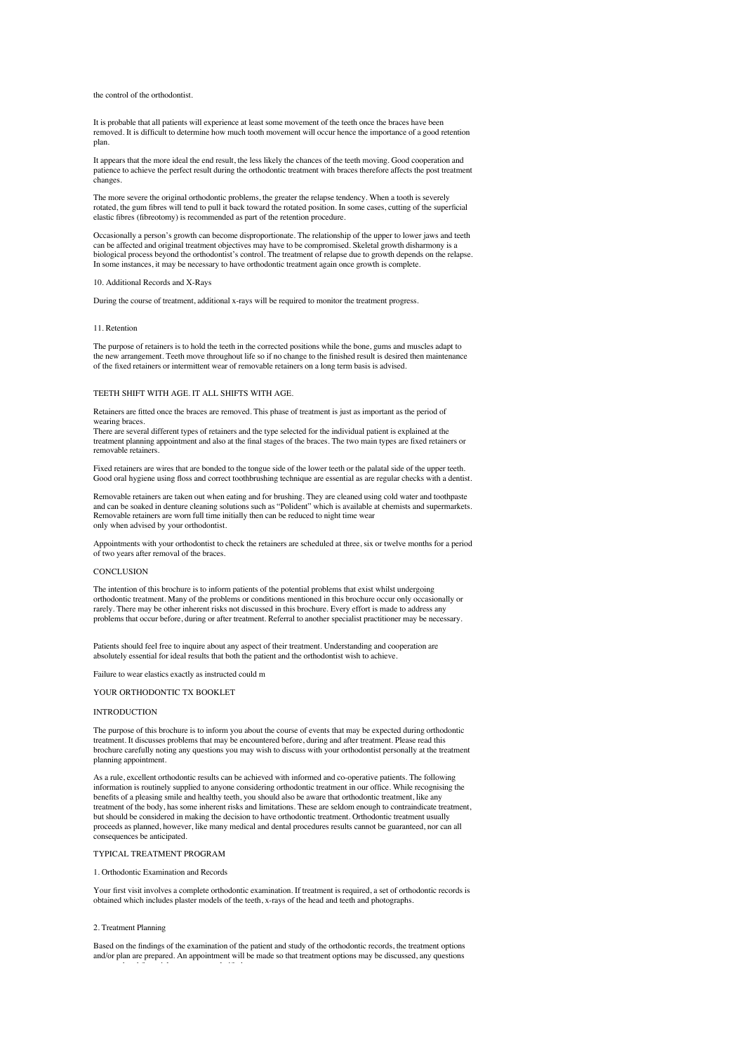the control of the orthodontist.

It is probable that all patients will experience at least some movement of the teeth once the braces have been removed. It is difficult to determine how much tooth movement will occur hence the importance of a good retention plan.

It appears that the more ideal the end result, the less likely the chances of the teeth moving. Good cooperation and patience to achieve the perfect result during the orthodontic treatment with braces therefore affects the post treatment changes.

The more severe the original orthodontic problems, the greater the relapse tendency. When a tooth is severely rotated, the gum fibres will tend to pull it back toward the rotated position. In some cases, cutting of the superficial elastic fibres (fibreotomy) is recommended as part of the retention procedure.

Occasionally a person's growth can become disproportionate. The relationship of the upper to lower jaws and teeth can be affected and original treatment objectives may have to be compromised. Skeletal growth disharmony is a biological process beyond the orthodontist's control. The treatment of relapse due to growth depends on the relapse. In some instances, it may be necessary to have orthodontic treatment again once growth is complete.

10. Additional Records and X-Rays

During the course of treatment, additional x-rays will be required to monitor the treatment progress.

11. Retention

The purpose of retainers is to hold the teeth in the corrected positions while the bone, gums and muscles adapt to the new arrangement. Teeth move throughout life so if no change to the finished result is desired then maintenance of the fixed retainers or intermittent wear of removable retainers on a long term basis is advised.

TEETH SHIFT WITH AGE. IT ALL SHIFTS WITH AGE.

Retainers are fitted once the braces are removed. This phase of treatment is just as important as the period of wearing braces.
There are several different types of retainers and the type selected for the individual patient is explained at the treatment planning appointment and also at the final stages of the braces. The two main types are fixed retainers or removable retainers.

Fixed retainers are wires that are bonded to the tongue side of the lower teeth or the palatal side of the upper teeth. Good oral hygiene using floss and correct toothbrushing technique are essential as are regular checks with a dentist.

Removable retainers are taken out when eating and for brushing. They are cleaned using cold water and toothpaste and can be soaked in denture cleaning solutions such as "Polident" which is available at chemists and supermarkets. Removable retainers are worn full time initially then can be reduced to night time wear
only when advised by your orthodontist.

Appointments with your orthodontist to check the retainers are scheduled at three, six or twelve months for a period of two years after removal of the braces.

CONCLUSION

The intention of this brochure is to inform patients of the potential problems that exist whilst undergoing orthodontic treatment. Many of the problems or conditions mentioned in this brochure occur only occasionally or rarely. There may be other inherent risks not discussed in this brochure. Every effort is made to address any problems that occur before, during or after treatment. Referral to another specialist practitioner may be necessary.

Patients should feel free to inquire about any aspect of their treatment. Understanding and cooperation are absolutely essential for ideal results that both the patient and the orthodontist wish to achieve.

Failure to wear elastics exactly as instructed could m

YOUR ORTHODONTIC TX BOOKLET

INTRODUCTION

The purpose of this brochure is to inform you about the course of events that may be expected during orthodontic treatment. It discusses problems that may be encountered before, during and after treatment. Please read this brochure carefully noting any questions you may wish to discuss with your orthodontist personally at the treatment planning appointment.

As a rule, excellent orthodontic results can be achieved with informed and co-operative patients. The following information is routinely supplied to anyone considering orthodontic treatment in our office. While recognising the benefits of a pleasing smile and healthy teeth, you should also be aware that orthodontic treatment, like any treatment of the body, has some inherent risks and limitations. These are seldom enough to contraindicate treatment, but should be considered in making the decision to have orthodontic treatment. Orthodontic treatment usually proceeds as planned, however, like many medical and dental procedures results cannot be guaranteed, nor can all consequences be anticipated.

TYPICAL TREATMENT PROGRAM

1. Orthodontic Examination and Records

Your first visit involves a complete orthodontic examination. If treatment is required, a set of orthodontic records is obtained which includes plaster models of the teeth, x-rays of the head and teeth and photographs.

2. Treatment Planning

Based on the findings of the examination of the patient and study of the orthodontic records, the treatment options and/or plan are prepared. An appointment will be made so that treatment options may be discussed, any questions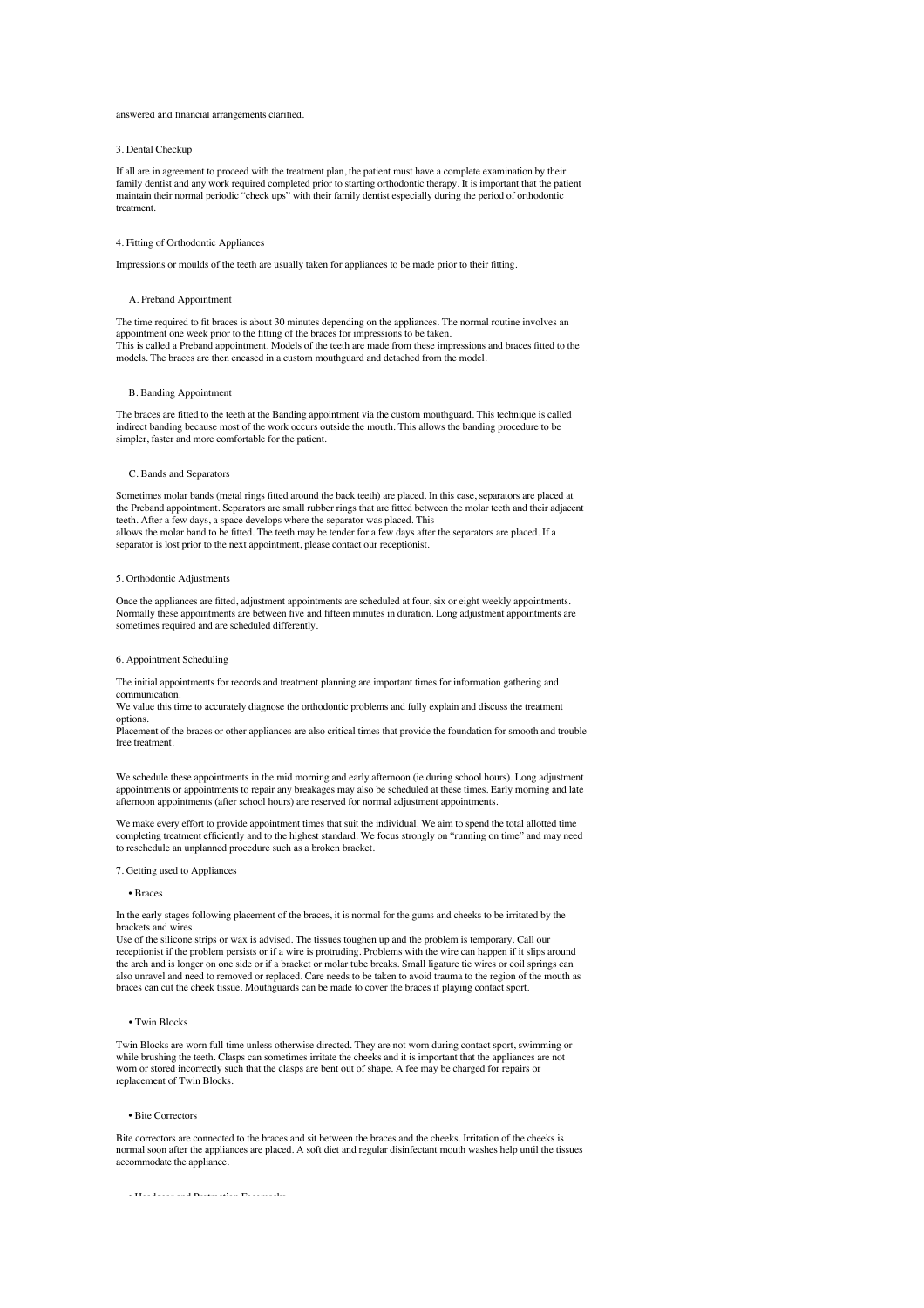answered and financial arrangements clarified.

## 3. Dental Checkup

If all are in agreement to proceed with the treatment plan, the patient must have a complete examination by their family dentist and any work required completed prior to starting orthodontic therapy. It is important that the patient maintain their normal periodic "check ups" with their family dentist especially during the period of orthodontic treatment.

## 4. Fitting of Orthodontic Appliances

Impressions or moulds of the teeth are usually taken for appliances to be made prior to their fitting.

### A. Preband Appointment

The time required to fit braces is about 30 minutes depending on the appliances. The normal routine involves an appointment one week prior to the fitting of the braces for impressions to be taken.
This is called a Preband appointment. Models of the teeth are made from these impressions and braces fitted to the models. The braces are then encased in a custom mouthguard and detached from the model.

### B. Banding Appointment

The braces are fitted to the teeth at the Banding appointment via the custom mouthguard. This technique is called indirect banding because most of the work occurs outside the mouth. This allows the banding procedure to be simpler, faster and more comfortable for the patient.

### C. Bands and Separators

Sometimes molar bands (metal rings fitted around the back teeth) are placed. In this case, separators are placed at the Preband appointment. Separators are small rubber rings that are fitted between the molar teeth and their adjacent teeth. After a few days, a space develops where the separator was placed. This
allows the molar band to be fitted. The teeth may be tender for a few days after the separators are placed. If a separator is lost prior to the next appointment, please contact our receptionist.

## 5. Orthodontic Adjustments

Once the appliances are fitted, adjustment appointments are scheduled at four, six or eight weekly appointments. Normally these appointments are between five and fifteen minutes in duration. Long adjustment appointments are sometimes required and are scheduled differently.

## 6. Appointment Scheduling

The initial appointments for records and treatment planning are important times for information gathering and communication.
We value this time to accurately diagnose the orthodontic problems and fully explain and discuss the treatment options.
Placement of the braces or other appliances are also critical times that provide the foundation for smooth and trouble free treatment.

We schedule these appointments in the mid morning and early afternoon (ie during school hours). Long adjustment appointments or appointments to repair any breakages may also be scheduled at these times. Early morning and late afternoon appointments (after school hours) are reserved for normal adjustment appointments.

We make every effort to provide appointment times that suit the individual. We aim to spend the total allotted time completing treatment efficiently and to the highest standard. We focus strongly on "running on time" and may need to reschedule an unplanned procedure such as a broken bracket.

## 7. Getting used to Appliances

- Braces

In the early stages following placement of the braces, it is normal for the gums and cheeks to be irritated by the brackets and wires.
Use of the silicone strips or wax is advised. The tissues toughen up and the problem is temporary. Call our receptionist if the problem persists or if a wire is protruding. Problems with the wire can happen if it slips around the arch and is longer on one side or if a bracket or molar tube breaks. Small ligature tie wires or coil springs can also unravel and need to removed or replaced. Care needs to be taken to avoid trauma to the region of the mouth as braces can cut the cheek tissue. Mouthguards can be made to cover the braces if playing contact sport.

- Twin Blocks

Twin Blocks are worn full time unless otherwise directed. They are not worn during contact sport, swimming or while brushing the teeth. Clasps can sometimes irritate the cheeks and it is important that the appliances are not worn or stored incorrectly such that the clasps are bent out of shape. A fee may be charged for repairs or replacement of Twin Blocks.

- Bite Correctors

Bite correctors are connected to the braces and sit between the braces and the cheeks. Irritation of the cheeks is normal soon after the appliances are placed. A soft diet and regular disinfectant mouth washes help until the tissues accommodate the appliance.

- Headgear and Protraction Facemasks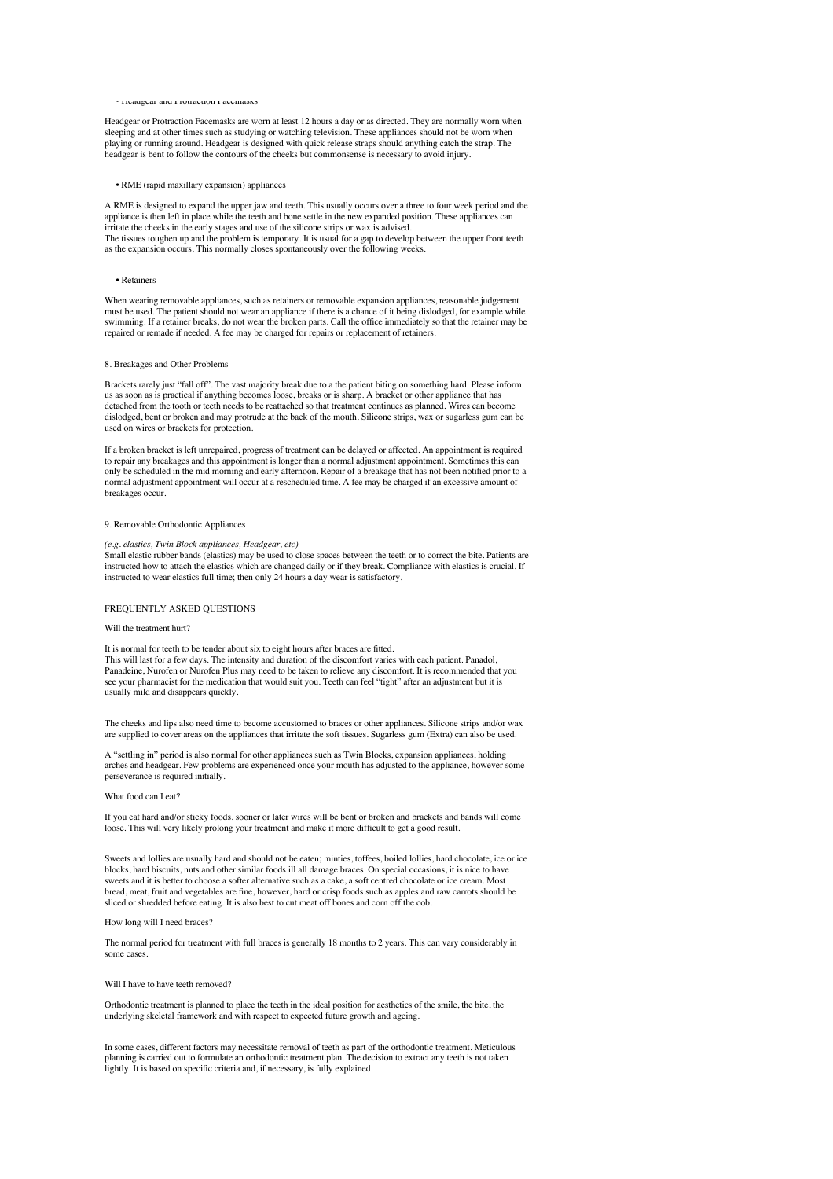- Headgear and Protraction Facemasks

Headgear or Protraction Facemasks are worn at least 12 hours a day or as directed. They are normally worn when sleeping and at other times such as studying or watching television. These appliances should not be worn when playing or running around. Headgear is designed with quick release straps should anything catch the strap. The headgear is bent to follow the contours of the cheeks but commonsense is necessary to avoid injury.

- RME (rapid maxillary expansion) appliances

A RME is designed to expand the upper jaw and teeth. This usually occurs over a three to four week period and the appliance is then left in place while the teeth and bone settle in the new expanded position. These appliances can irritate the cheeks in the early stages and use of the silicone strips or wax is advised.
The tissues toughen up and the problem is temporary. It is usual for a gap to develop between the upper front teeth as the expansion occurs. This normally closes spontaneously over the following weeks.

- Retainers

When wearing removable appliances, such as retainers or removable expansion appliances, reasonable judgement must be used. The patient should not wear an appliance if there is a chance of it being dislodged, for example while swimming. If a retainer breaks, do not wear the broken parts. Call the office immediately so that the retainer may be repaired or remade if needed. A fee may be charged for repairs or replacement of retainers.

## 8. Breakages and Other Problems

Brackets rarely just "fall off". The vast majority break due to a the patient biting on something hard. Please inform us as soon as is practical if anything becomes loose, breaks or is sharp. A bracket or other appliance that has detached from the tooth or teeth needs to be reattached so that treatment continues as planned. Wires can become dislodged, bent or broken and may protrude at the back of the mouth. Silicone strips, wax or sugarless gum can be used on wires or brackets for protection.

If a broken bracket is left unrepaired, progress of treatment can be delayed or affected. An appointment is required to repair any breakages and this appointment is longer than a normal adjustment appointment. Sometimes this can only be scheduled in the mid morning and early afternoon. Repair of a breakage that has not been notified prior to a normal adjustment appointment will occur at a rescheduled time. A fee may be charged if an excessive amount of breakages occur.

## 9. Removable Orthodontic Appliances

*(e.g. elastics, Twin Block appliances, Headgear, etc)*
Small elastic rubber bands (elastics) may be used to close spaces between the teeth or to correct the bite. Patients are instructed how to attach the elastics which are changed daily or if they break. Compliance with elastics is crucial. If instructed to wear elastics full time; then only 24 hours a day wear is satisfactory.

## FREQUENTLY ASKED QUESTIONS

### Will the treatment hurt?

It is normal for teeth to be tender about six to eight hours after braces are fitted.
This will last for a few days. The intensity and duration of the discomfort varies with each patient. Panadol, Panadeine, Nurofen or Nurofen Plus may need to be taken to relieve any discomfort. It is recommended that you see your pharmacist for the medication that would suit you. Teeth can feel "tight" after an adjustment but it is usually mild and disappears quickly.

The cheeks and lips also need time to become accustomed to braces or other appliances. Silicone strips and/or wax are supplied to cover areas on the appliances that irritate the soft tissues. Sugarless gum (Extra) can also be used.

A "settling in" period is also normal for other appliances such as Twin Blocks, expansion appliances, holding arches and headgear. Few problems are experienced once your mouth has adjusted to the appliance, however some perseverance is required initially.

### What food can I eat?

If you eat hard and/or sticky foods, sooner or later wires will be bent or broken and brackets and bands will come loose. This will very likely prolong your treatment and make it more difficult to get a good result.

Sweets and lollies are usually hard and should not be eaten; minties, toffees, boiled lollies, hard chocolate, ice or ice blocks, hard biscuits, nuts and other similar foods ill all damage braces. On special occasions, it is nice to have sweets and it is better to choose a softer alternative such as a cake, a soft centred chocolate or ice cream. Most bread, meat, fruit and vegetables are fine, however, hard or crisp foods such as apples and raw carrots should be sliced or shredded before eating. It is also best to cut meat off bones and corn off the cob.

### How long will I need braces?

The normal period for treatment with full braces is generally 18 months to 2 years. This can vary considerably in some cases.

### Will I have to have teeth removed?

Orthodontic treatment is planned to place the teeth in the ideal position for aesthetics of the smile, the bite, the underlying skeletal framework and with respect to expected future growth and ageing.

In some cases, different factors may necessitate removal of teeth as part of the orthodontic treatment. Meticulous planning is carried out to formulate an orthodontic treatment plan. The decision to extract any teeth is not taken lightly. It is based on specific criteria and, if necessary, is fully explained.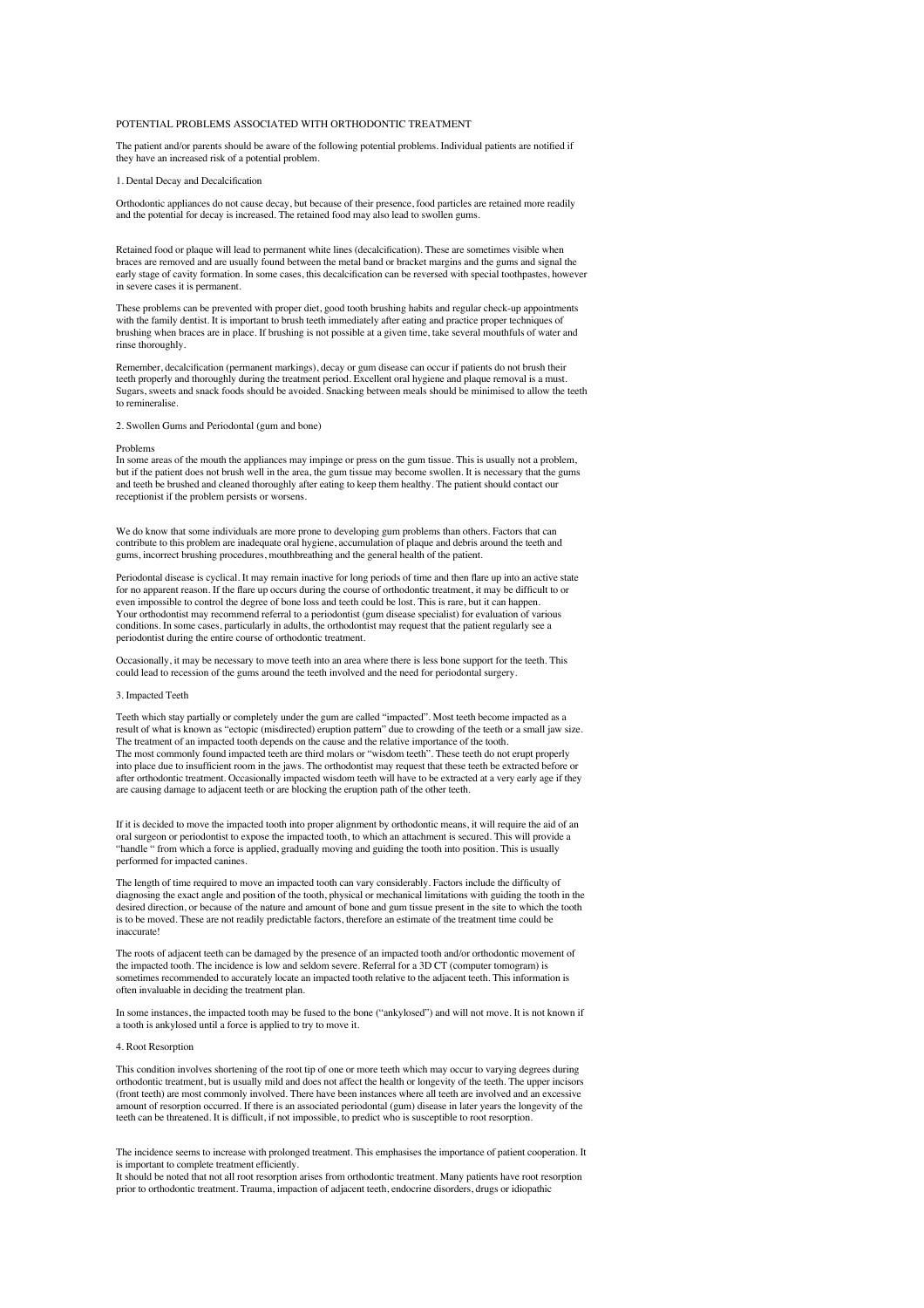# POTENTIAL PROBLEMS ASSOCIATED WITH ORTHODONTIC TREATMENT

The patient and/or parents should be aware of the following potential problems. Individual patients are notified if they have an increased risk of a potential problem.

## 1. Dental Decay and Decalcification

Orthodontic appliances do not cause decay, but because of their presence, food particles are retained more readily and the potential for decay is increased. The retained food may also lead to swollen gums.

Retained food or plaque will lead to permanent white lines (decalcification). These are sometimes visible when braces are removed and are usually found between the metal band or bracket margins and the gums and signal the early stage of cavity formation. In some cases, this decalcification can be reversed with special toothpastes, however in severe cases it is permanent.

These problems can be prevented with proper diet, good tooth brushing habits and regular check-up appointments with the family dentist. It is important to brush teeth immediately after eating and practice proper techniques of brushing when braces are in place. If brushing is not possible at a given time, take several mouthfuls of water and rinse thoroughly.

Remember, decalcification (permanent markings), decay or gum disease can occur if patients do not brush their teeth properly and thoroughly during the treatment period. Excellent oral hygiene and plaque removal is a must. Sugars, sweets and snack foods should be avoided. Snacking between meals should be minimised to allow the teeth to remineralise.

## 2. Swollen Gums and Periodontal (gum and bone)

Problems

In some areas of the mouth the appliances may impinge or press on the gum tissue. This is usually not a problem, but if the patient does not brush well in the area, the gum tissue may become swollen. It is necessary that the gums and teeth be brushed and cleaned thoroughly after eating to keep them healthy. The patient should contact our receptionist if the problem persists or worsens.

We do know that some individuals are more prone to developing gum problems than others. Factors that can contribute to this problem are inadequate oral hygiene, accumulation of plaque and debris around the teeth and gums, incorrect brushing procedures, mouthbreathing and the general health of the patient.

Periodontal disease is cyclical. It may remain inactive for long periods of time and then flare up into an active state for no apparent reason. If the flare up occurs during the course of orthodontic treatment, it may be difficult to or even impossible to control the degree of bone loss and teeth could be lost. This is rare, but it can happen. Your orthodontist may recommend referral to a periodontist (gum disease specialist) for evaluation of various conditions. In some cases, particularly in adults, the orthodontist may request that the patient regularly see a periodontist during the entire course of orthodontic treatment.

Occasionally, it may be necessary to move teeth into an area where there is less bone support for the teeth. This could lead to recession of the gums around the teeth involved and the need for periodontal surgery.

## 3. Impacted Teeth

Teeth which stay partially or completely under the gum are called "impacted". Most teeth become impacted as a result of what is known as "ectopic (misdirected) eruption pattern" due to crowding of the teeth or a small jaw size. The treatment of an impacted tooth depends on the cause and the relative importance of the tooth.
The most commonly found impacted teeth are third molars or "wisdom teeth". These teeth do not erupt properly into place due to insufficient room in the jaws. The orthodontist may request that these teeth be extracted before or after orthodontic treatment. Occasionally impacted wisdom teeth will have to be extracted at a very early age if they are causing damage to adjacent teeth or are blocking the eruption path of the other teeth.

If it is decided to move the impacted tooth into proper alignment by orthodontic means, it will require the aid of an oral surgeon or periodontist to expose the impacted tooth, to which an attachment is secured. This will provide a "handle " from which a force is applied, gradually moving and guiding the tooth into position. This is usually performed for impacted canines.

The length of time required to move an impacted tooth can vary considerably. Factors include the difficulty of diagnosing the exact angle and position of the tooth, physical or mechanical limitations with guiding the tooth in the desired direction, or because of the nature and amount of bone and gum tissue present in the site to which the tooth is to be moved. These are not readily predictable factors, therefore an estimate of the treatment time could be inaccurate!

The roots of adjacent teeth can be damaged by the presence of an impacted tooth and/or orthodontic movement of the impacted tooth. The incidence is low and seldom severe. Referral for a 3D CT (computer tomogram) is sometimes recommended to accurately locate an impacted tooth relative to the adjacent teeth. This information is often invaluable in deciding the treatment plan.

In some instances, the impacted tooth may be fused to the bone ("ankylosed") and will not move. It is not known if a tooth is ankylosed until a force is applied to try to move it.

## 4. Root Resorption

This condition involves shortening of the root tip of one or more teeth which may occur to varying degrees during orthodontic treatment, but is usually mild and does not affect the health or longevity of the teeth. The upper incisors (front teeth) are most commonly involved. There have been instances where all teeth are involved and an excessive amount of resorption occurred. If there is an associated periodontal (gum) disease in later years the longevity of the teeth can be threatened. It is difficult, if not impossible, to predict who is susceptible to root resorption.

The incidence seems to increase with prolonged treatment. This emphasises the importance of patient cooperation. It is important to complete treatment efficiently.
It should be noted that not all root resorption arises from orthodontic treatment. Many patients have root resorption prior to orthodontic treatment. Trauma, impaction of adjacent teeth, endocrine disorders, drugs or idiopathic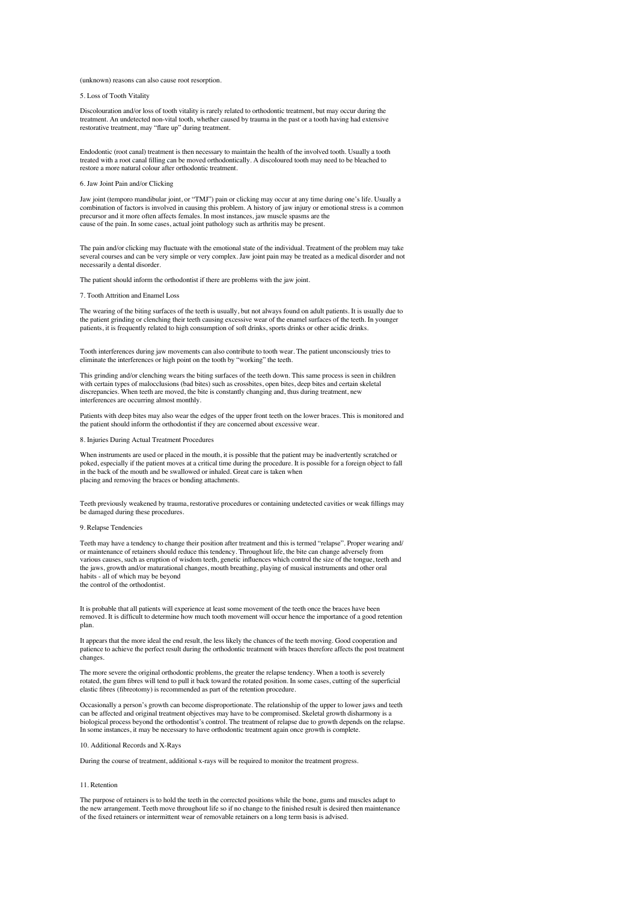(unknown) reasons can also cause root resorption.

## 5. Loss of Tooth Vitality

Discolouration and/or loss of tooth vitality is rarely related to orthodontic treatment, but may occur during the treatment. An undetected non-vital tooth, whether caused by trauma in the past or a tooth having had extensive restorative treatment, may "flare up" during treatment.

Endodontic (root canal) treatment is then necessary to maintain the health of the involved tooth. Usually a tooth treated with a root canal filling can be moved orthodontically. A discoloured tooth may need to be bleached to restore a more natural colour after orthodontic treatment.

## 6. Jaw Joint Pain and/or Clicking

Jaw joint (temporo mandibular joint, or "TMJ") pain or clicking may occur at any time during one's life. Usually a combination of factors is involved in causing this problem. A history of jaw injury or emotional stress is a common precursor and it more often affects females. In most instances, jaw muscle spasms are the cause of the pain. In some cases, actual joint pathology such as arthritis may be present.

The pain and/or clicking may fluctuate with the emotional state of the individual. Treatment of the problem may take several courses and can be very simple or very complex. Jaw joint pain may be treated as a medical disorder and not necessarily a dental disorder.

The patient should inform the orthodontist if there are problems with the jaw joint.

## 7. Tooth Attrition and Enamel Loss

The wearing of the biting surfaces of the teeth is usually, but not always found on adult patients. It is usually due to the patient grinding or clenching their teeth causing excessive wear of the enamel surfaces of the teeth. In younger patients, it is frequently related to high consumption of soft drinks, sports drinks or other acidic drinks.

Tooth interferences during jaw movements can also contribute to tooth wear. The patient unconsciously tries to eliminate the interferences or high point on the tooth by "working" the teeth.

This grinding and/or clenching wears the biting surfaces of the teeth down. This same process is seen in children with certain types of malocclusions (bad bites) such as crossbites, open bites, deep bites and certain skeletal discrepancies. When teeth are moved, the bite is constantly changing and, thus during treatment, new interferences are occurring almost monthly.

Patients with deep bites may also wear the edges of the upper front teeth on the lower braces. This is monitored and the patient should inform the orthodontist if they are concerned about excessive wear.

## 8. Injuries During Actual Treatment Procedures

When instruments are used or placed in the mouth, it is possible that the patient may be inadvertently scratched or poked, especially if the patient moves at a critical time during the procedure. It is possible for a foreign object to fall in the back of the mouth and be swallowed or inhaled. Great care is taken when placing and removing the braces or bonding attachments.

Teeth previously weakened by trauma, restorative procedures or containing undetected cavities or weak fillings may be damaged during these procedures.

## 9. Relapse Tendencies

Teeth may have a tendency to change their position after treatment and this is termed "relapse". Proper wearing and/or maintenance of retainers should reduce this tendency. Throughout life, the bite can change adversely from various causes, such as eruption of wisdom teeth, genetic influences which control the size of the tongue, teeth and the jaws, growth and/or maturational changes, mouth breathing, playing of musical instruments and other oral habits - all of which may be beyond the control of the orthodontist.

It is probable that all patients will experience at least some movement of the teeth once the braces have been removed. It is difficult to determine how much tooth movement will occur hence the importance of a good retention plan.

It appears that the more ideal the end result, the less likely the chances of the teeth moving. Good cooperation and patience to achieve the perfect result during the orthodontic treatment with braces therefore affects the post treatment changes.

The more severe the original orthodontic problems, the greater the relapse tendency. When a tooth is severely rotated, the gum fibres will tend to pull it back toward the rotated position. In some cases, cutting of the superficial elastic fibres (fibreotomy) is recommended as part of the retention procedure.

Occasionally a person's growth can become disproportionate. The relationship of the upper to lower jaws and teeth can be affected and original treatment objectives may have to be compromised. Skeletal growth disharmony is a biological process beyond the orthodontist's control. The treatment of relapse due to growth depends on the relapse. In some instances, it may be necessary to have orthodontic treatment again once growth is complete.

## 10. Additional Records and X-Rays

During the course of treatment, additional x-rays will be required to monitor the treatment progress.

## 11. Retention

The purpose of retainers is to hold the teeth in the corrected positions while the bone, gums and muscles adapt to the new arrangement. Teeth move throughout life so if no change to the finished result is desired then maintenance of the fixed retainers or intermittent wear of removable retainers on a long term basis is advised.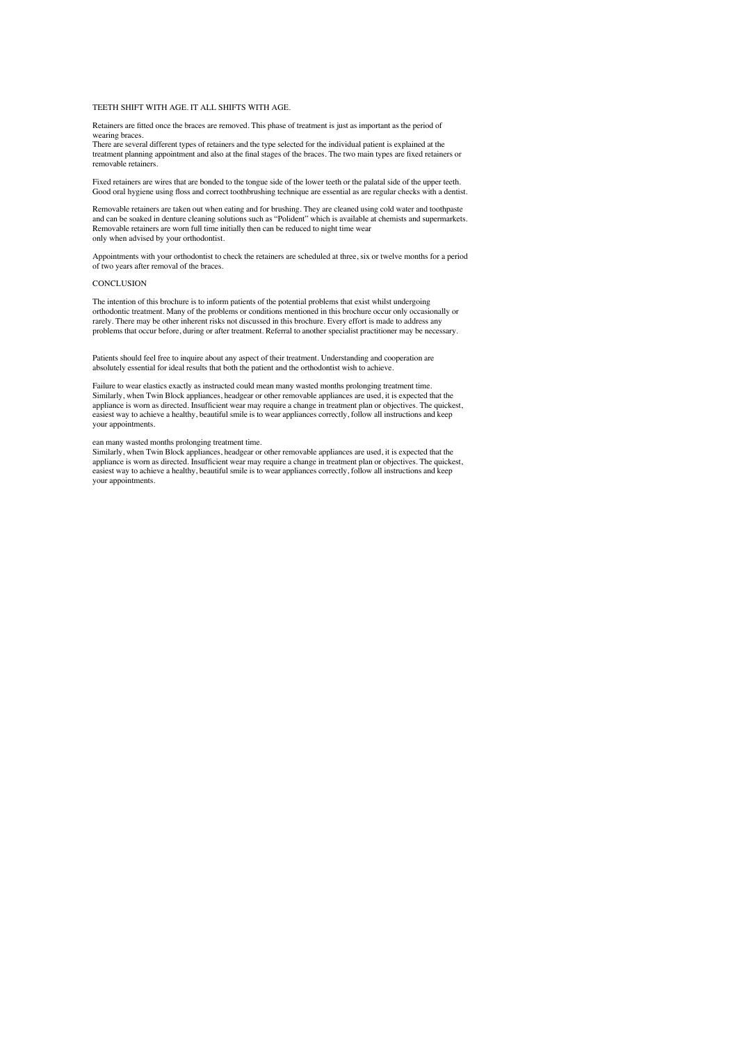TEETH SHIFT WITH AGE. IT ALL SHIFTS WITH AGE.

Retainers are fitted once the braces are removed. This phase of treatment is just as important as the period of wearing braces.
There are several different types of retainers and the type selected for the individual patient is explained at the treatment planning appointment and also at the final stages of the braces. The two main types are fixed retainers or removable retainers.

Fixed retainers are wires that are bonded to the tongue side of the lower teeth or the palatal side of the upper teeth. Good oral hygiene using floss and correct toothbrushing technique are essential as are regular checks with a dentist.

Removable retainers are taken out when eating and for brushing. They are cleaned using cold water and toothpaste and can be soaked in denture cleaning solutions such as "Polident" which is available at chemists and supermarkets. Removable retainers are worn full time initially then can be reduced to night time wear only when advised by your orthodontist.

Appointments with your orthodontist to check the retainers are scheduled at three, six or twelve months for a period of two years after removal of the braces.

## CONCLUSION

The intention of this brochure is to inform patients of the potential problems that exist whilst undergoing orthodontic treatment. Many of the problems or conditions mentioned in this brochure occur only occasionally or rarely. There may be other inherent risks not discussed in this brochure. Every effort is made to address any problems that occur before, during or after treatment. Referral to another specialist practitioner may be necessary.

Patients should feel free to inquire about any aspect of their treatment. Understanding and cooperation are absolutely essential for ideal results that both the patient and the orthodontist wish to achieve.

Failure to wear elastics exactly as instructed could mean many wasted months prolonging treatment time. Similarly, when Twin Block appliances, headgear or other removable appliances are used, it is expected that the appliance is worn as directed. Insufficient wear may require a change in treatment plan or objectives. The quickest, easiest way to achieve a healthy, beautiful smile is to wear appliances correctly, follow all instructions and keep your appointments.

ean many wasted months prolonging treatment time.
Similarly, when Twin Block appliances, headgear or other removable appliances are used, it is expected that the appliance is worn as directed. Insufficient wear may require a change in treatment plan or objectives. The quickest, easiest way to achieve a healthy, beautiful smile is to wear appliances correctly, follow all instructions and keep your appointments.